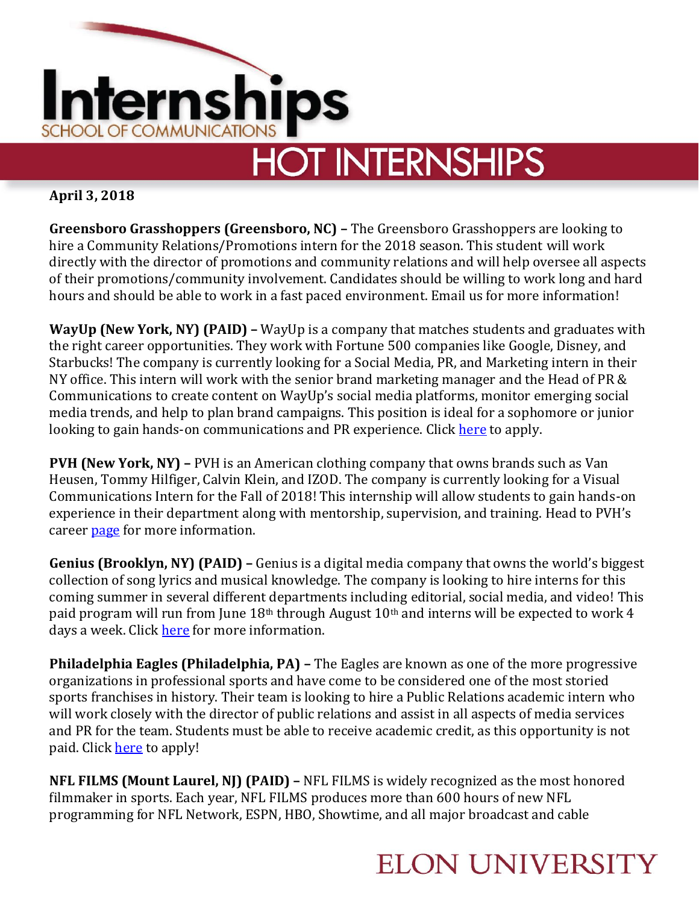# Internships

SCHOOL OF COMMUNICATIONS

## HOT INTERNSHIPS

**April 3, 2018**

**Greensboro Grasshoppers (Greensboro, NC) –** The Greensboro Grasshoppers are looking to hire a Community Relations/Promotions intern for the 2018 season. This student will work directly with the director of promotions and community relations and will help oversee all aspects of their promotions/community involvement. Candidates should be willing to work long and hard hours and should be able to work in a fast paced environment. Email us for more information!

**WayUp (New York, NY) (PAID) –** WayUp is a company that matches students and graduates with the right career opportunities. They work with Fortune 500 companies like Google, Disney, and Starbucks! The company is currently looking for a Social Media, PR, and Marketing intern in their NY office. This intern will work with the senior brand marketing manager and the Head of PR & Communications to create content on WayUp's social media platforms, monitor emerging social media trends, and help to plan brand campaigns. This position is ideal for a sophomore or junior looking to gain hands-on communications and PR experience. Click here to apply.

**PVH (New York, NY) –** PVH is an American clothing company that owns brands such as Van Heusen, Tommy Hilfiger, Calvin Klein, and IZOD. The company is currently looking for a Visual Communications Intern for the Fall of 2018! This internship will allow students to gain hands-on experience in their department along with mentorship, supervision, and training. Head to PVH's career page for more information.

**Genius (Brooklyn, NY) (PAID) –** Genius is a digital media company that owns the world's biggest collection of song lyrics and musical knowledge. The company is looking to hire interns for this coming summer in several different departments including editorial, social media, and video! This paid program will run from June 18th through August 10th and interns will be expected to work 4 days a week. Click here for more information.

**Philadelphia Eagles (Philadelphia, PA) –** The Eagles are known as one of the more progressive organizations in professional sports and have come to be considered one of the most storied sports franchises in history. Their team is looking to hire a Public Relations academic intern who will work closely with the director of public relations and assist in all aspects of media services and PR for the team. Students must be able to receive academic credit, as this opportunity is not paid. Click here to apply!

**NFL FILMS (Mount Laurel, NJ) (PAID) –** NFL FILMS is widely recognized as the most honored filmmaker in sports. Each year, NFL FILMS produces more than 600 hours of new NFL programming for NFL Network, ESPN, HBO, Showtime, and all major broadcast and cable

ELON UNIVERSITY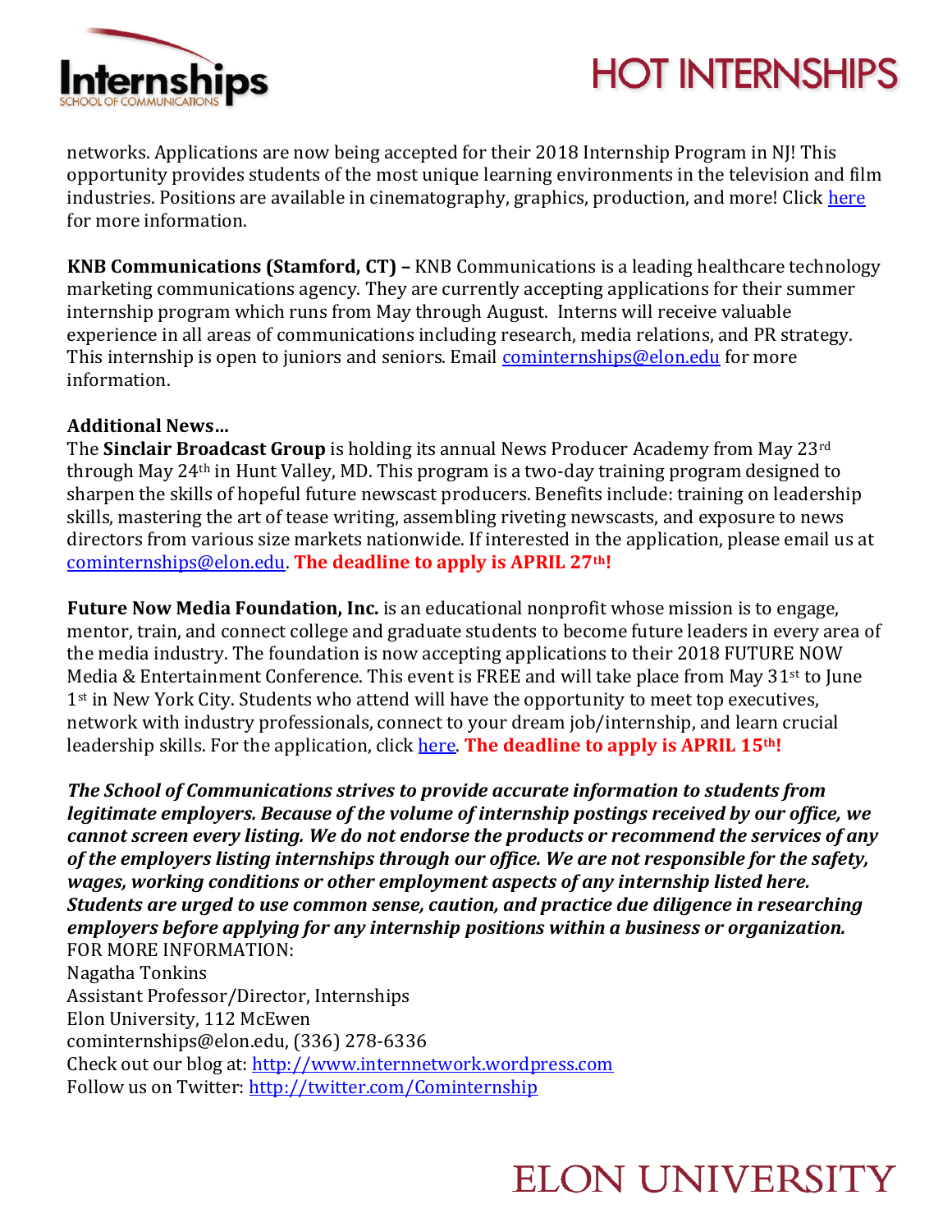networks. Applications are now being accepted for their 2018 Internship Program in NJ! This opportunity provides students of the most unique learning environments in the television and film industries. Positions are available in cinematography, graphics, production, and more! Click here for more information.

**KNB Communications (Stamford, CT) –** KNB Communications is a leading healthcare technology marketing communications agency. They are currently accepting applications for their summer internship program which runs from May through August. Interns will receive valuable experience in all areas of communications including research, media relations, and PR strategy. This internship is open to juniors and seniors. Email cominternships@elon.edu for more information.

**Additional News…**

The **Sinclair Broadcast Group** is holding its annual News Producer Academy from May 23rd through May 24th in Hunt Valley, MD. This program is a two-day training program designed to sharpen the skills of hopeful future newscast producers. Benefits include: training on leadership skills, mastering the art of tease writing, assembling riveting newscasts, and exposure to news directors from various size markets nationwide. If interested in the application, please email us at cominternships@elon.edu. **The deadline to apply is APRIL 27th!**

**Future Now Media Foundation, Inc.** is an educational nonprofit whose mission is to engage, mentor, train, and connect college and graduate students to become future leaders in every area of the media industry. The foundation is now accepting applications to their 2018 FUTURE NOW Media & Entertainment Conference. This event is FREE and will take place from May 31st to June 1st in New York City. Students who attend will have the opportunity to meet top executives, network with industry professionals, connect to your dream job/internship, and learn crucial leadership skills. For the application, click here. **The deadline to apply is APRIL 15th!**

***The School of Communications strives to provide accurate information to students from legitimate employers. Because of the volume of internship postings received by our office, we cannot screen every listing. We do not endorse the products or recommend the services of any of the employers listing internships through our office. We are not responsible for the safety, wages, working conditions or other employment aspects of any internship listed here. Students are urged to use common sense, caution, and practice due diligence in researching employers before applying for any internship positions within a business or organization.***

FOR MORE INFORMATION:
Nagatha Tonkins
Assistant Professor/Director, Internships
Elon University, 112 McEwen
cominternships@elon.edu, (336) 278-6336
Check out our blog at: http://www.internnetwork.wordpress.com
Follow us on Twitter: http://twitter.com/Cominternship